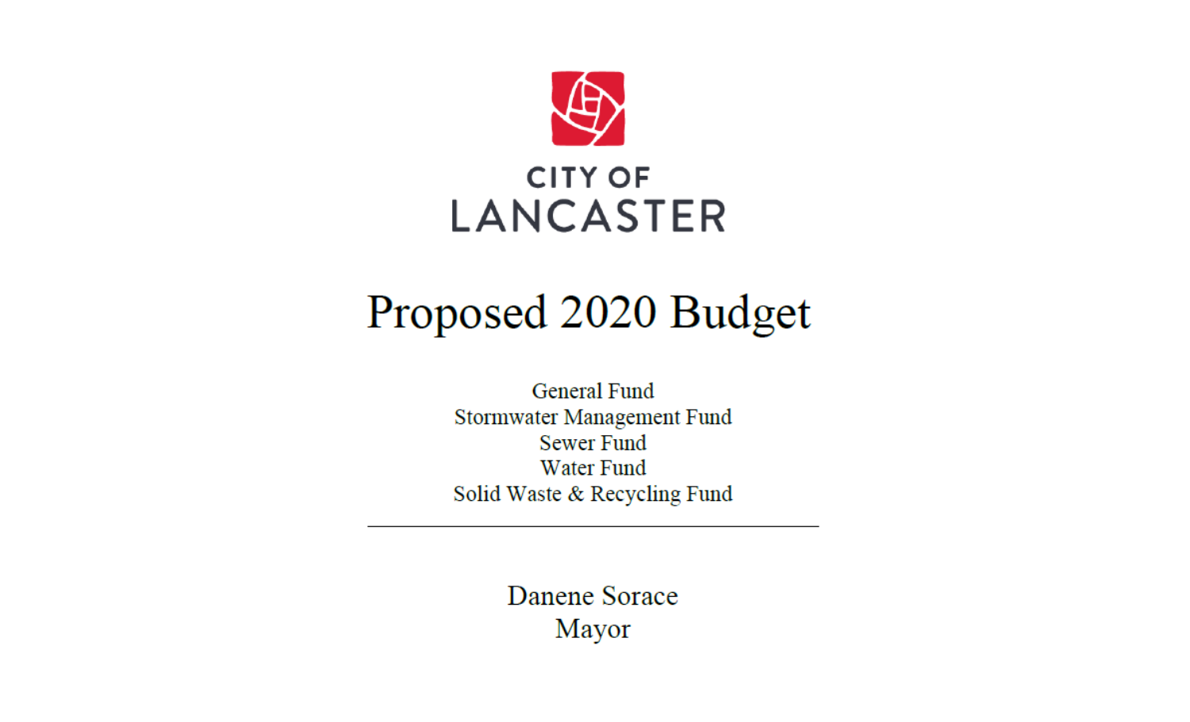CITY OF
LANCASTER

# Proposed 2020 Budget

General Fund
Stormwater Management Fund
Sewer Fund
Water Fund
Solid Waste & Recycling Fund

---

Danene Sorace
Mayor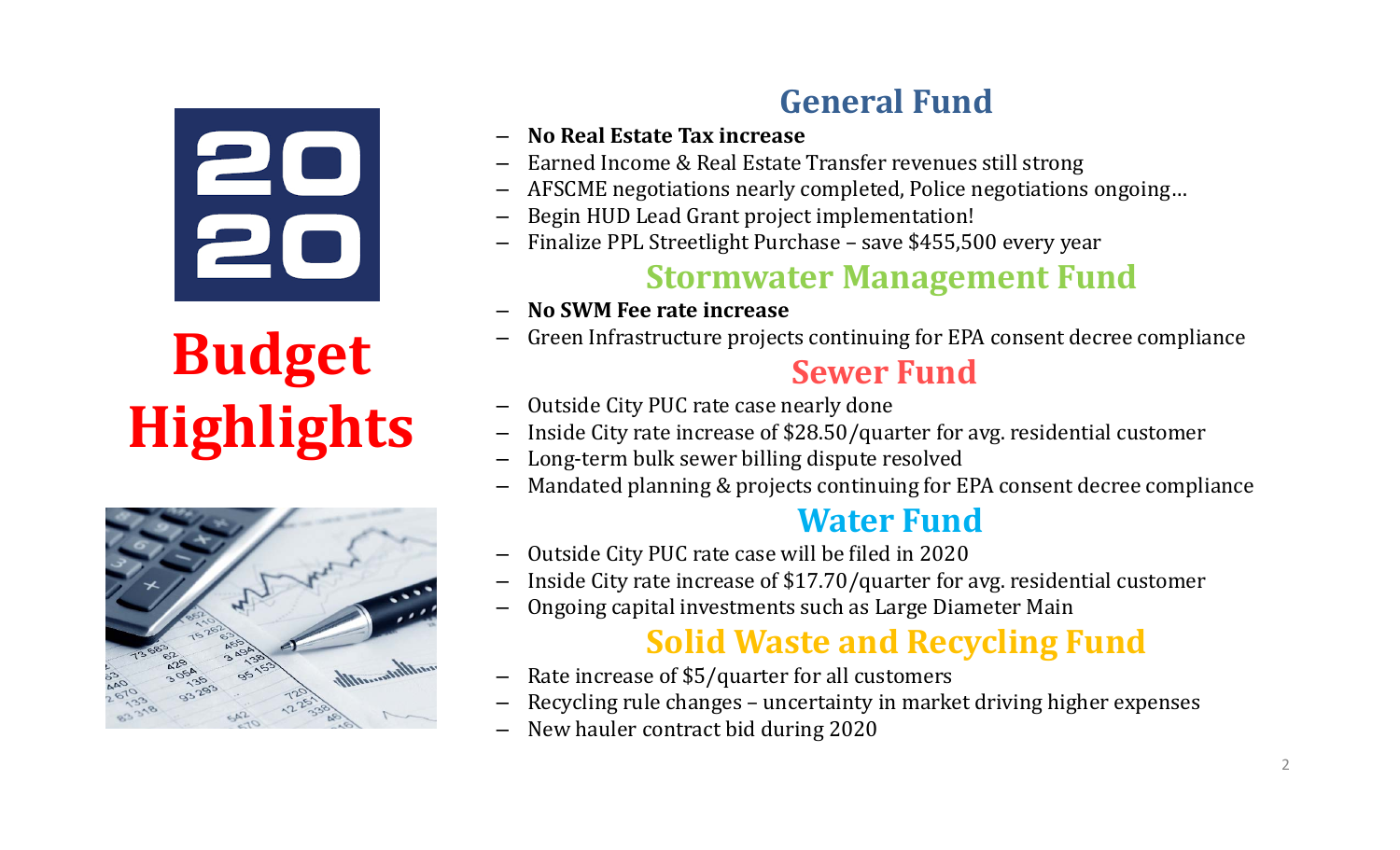# 2020 Budget Highlights

## General Fund

- **No Real Estate Tax increase**
- Earned Income & Real Estate Transfer revenues still strong
- AFSCME negotiations nearly completed, Police negotiations ongoing…
- Begin HUD Lead Grant project implementation!
- Finalize PPL Streetlight Purchase – save $455,500 every year

## Stormwater Management Fund

- **No SWM Fee rate increase**
- Green Infrastructure projects continuing for EPA consent decree compliance

## Sewer Fund

- Outside City PUC rate case nearly done
- Inside City rate increase of $28.50/quarter for avg. residential customer
- Long-term bulk sewer billing dispute resolved
- Mandated planning & projects continuing for EPA consent decree compliance

## Water Fund

- Outside City PUC rate case will be filed in 2020
- Inside City rate increase of $17.70/quarter for avg. residential customer
- Ongoing capital investments such as Large Diameter Main

## Solid Waste and Recycling Fund

- Rate increase of $5/quarter for all customers
- Recycling rule changes – uncertainty in market driving higher expenses
- New hauler contract bid during 2020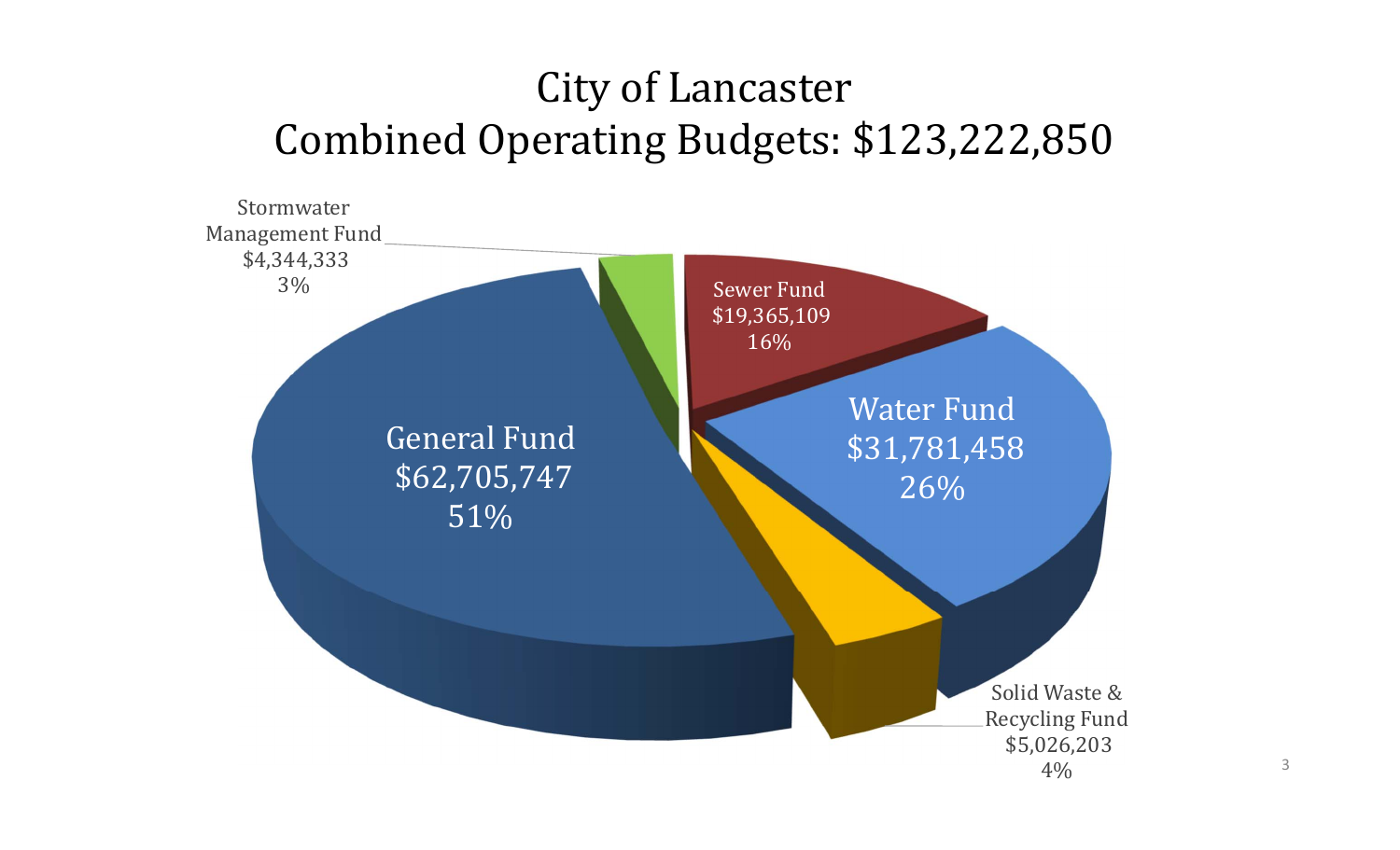# City of Lancaster
# Combined Operating Budgets: $123,222,850

Stormwater Management Fund
$4,344,333
3%

Sewer Fund
$19,365,109
16%

Water Fund
$31,781,458
26%

General Fund
$62,705,747
51%

Solid Waste & Recycling Fund
$5,026,203
4%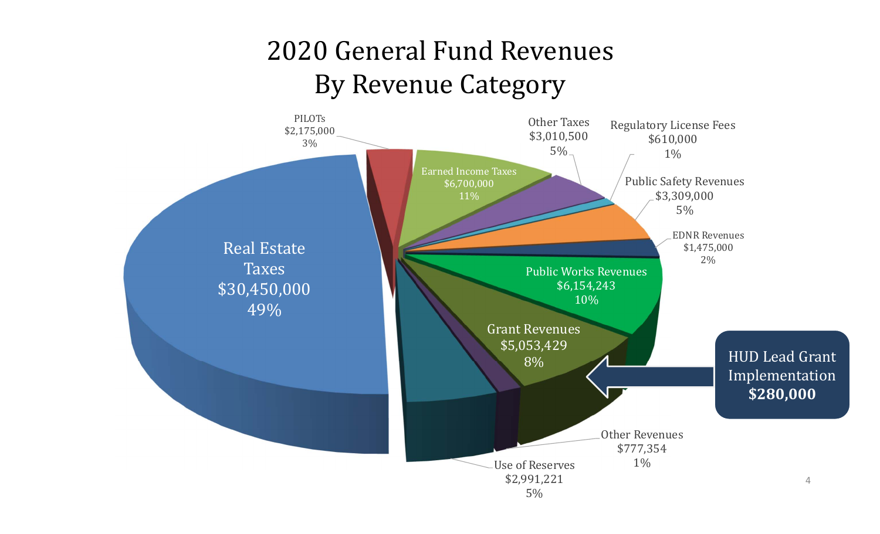# 2020 General Fund Revenues By Revenue Category

| Revenue Category | Amount | Percent |
|---|---|---|
| Real Estate Taxes | $30,450,000 | 49% |
| PILOTs | $2,175,000 | 3% |
| Earned Income Taxes | $6,700,000 | 11% |
| Other Taxes | $3,010,500 | 5% |
| Regulatory License Fees | $610,000 | 1% |
| Public Safety Revenues | $3,309,000 | 5% |
| EDNR Revenues | $1,475,000 | 2% |
| Public Works Revenues | $6,154,243 | 10% |
| Grant Revenues | $5,053,429 | 8% |
| Other Revenues | $777,354 | 1% |
| Use of Reserves | $2,991,221 | 5% |

HUD Lead Grant Implementation **$280,000**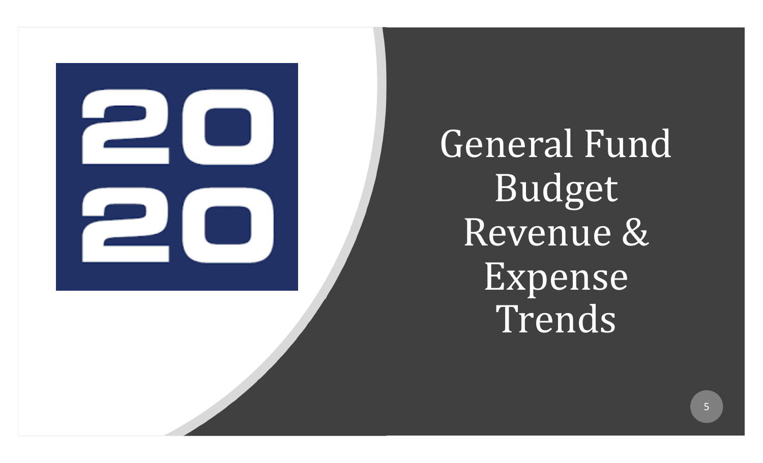# General Fund Budget Revenue & Expense Trends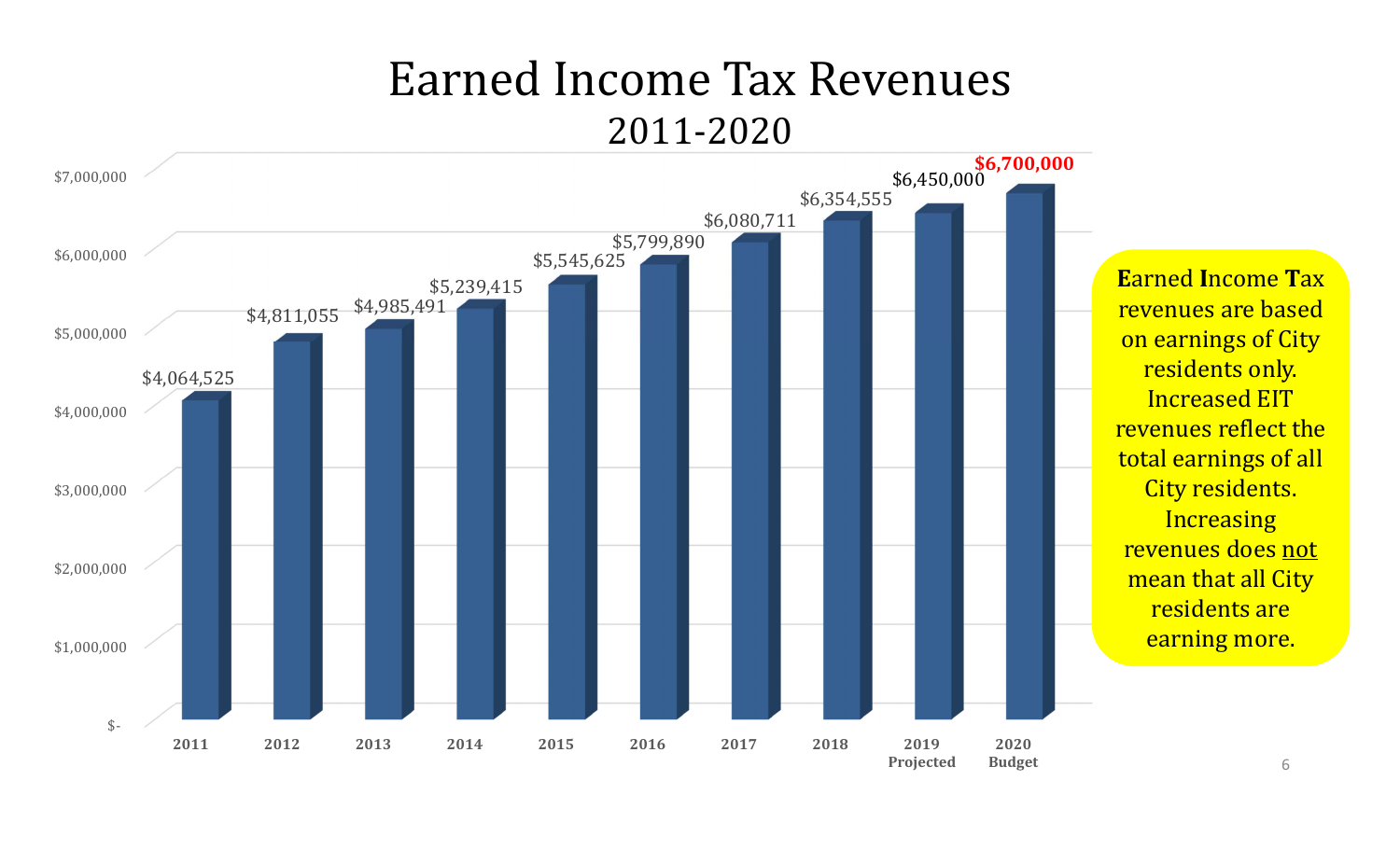# Earned Income Tax Revenues

## 2011-2020

| Year | Revenue |
| --- | --- |
| 2011 | $4,064,525 |
| 2012 | $4,811,055 |
| 2013 | $4,985,491 |
| 2014 | $5,239,415 |
| 2015 | $5,545,625 |
| 2016 | $5,799,890 |
| 2017 | $6,080,711 |
| 2018 | $6,354,555 |
| 2019 Projected | $6,450,000 |
| 2020 Budget | **$6,700,000** |

**E**arned **I**ncome **T**ax revenues are based on earnings of City residents only. Increased EIT revenues reflect the total earnings of all City residents. Increasing revenues does not mean that all City residents are earning more.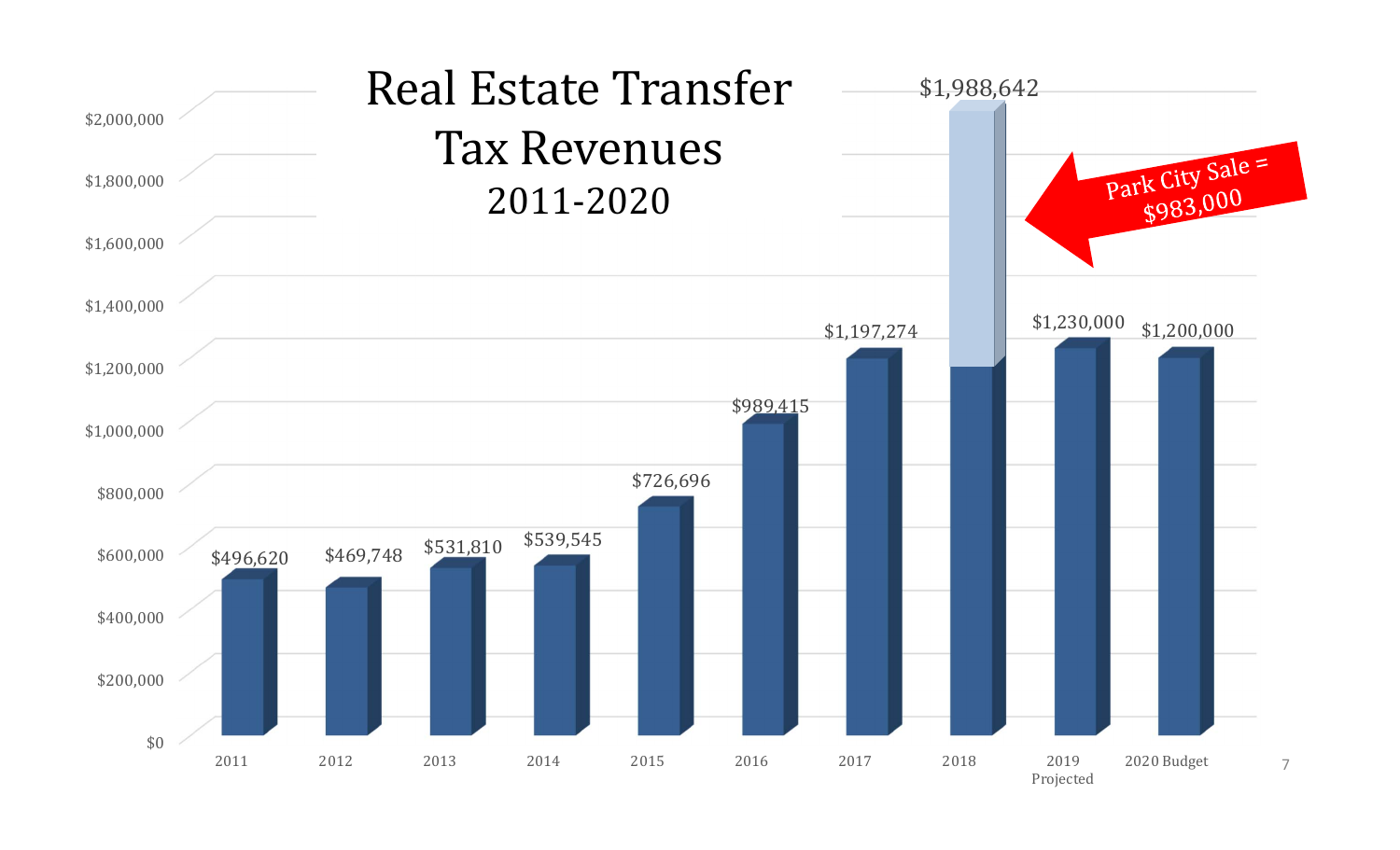# Real Estate Transfer Tax Revenues

## 2011-2020

| Year | Revenue |
|---|---|
| 2011 | $496,620 |
| 2012 | $469,748 |
| 2013 | $531,810 |
| 2014 | $539,545 |
| 2015 | $726,696 |
| 2016 | $989,415 |
| 2017 | $1,197,274 |
| 2018 | $1,988,642 |
| 2019 Projected | $1,230,000 |
| 2020 Budget | $1,200,000 |

Park City Sale = $983,000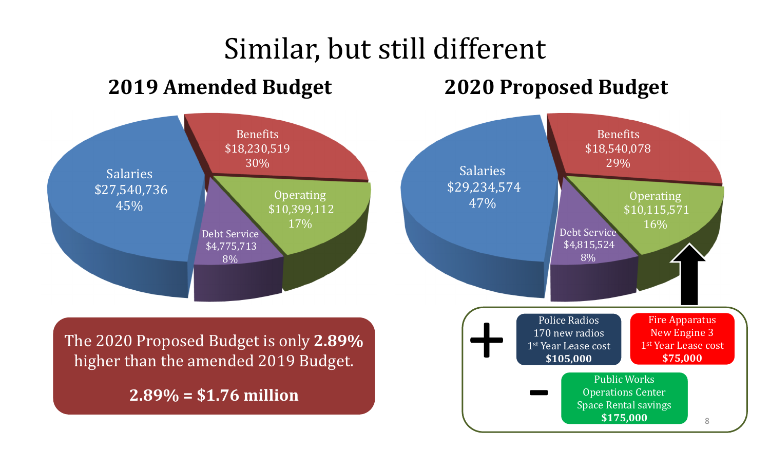# Similar, but still different

## 2019 Amended Budget

| Category | Amount | Percent |
|---|---|---|
| Salaries | $27,540,736 | 45% |
| Benefits | $18,230,519 | 30% |
| Operating | $10,399,112 | 17% |
| Debt Service | $4,775,713 | 8% |

## 2020 Proposed Budget

| Category | Amount | Percent |
|---|---|---|
| Salaries | $29,234,574 | 47% |
| Benefits | $18,540,078 | 29% |
| Operating | $10,115,571 | 16% |
| Debt Service | $4,815,524 | 8% |

The 2020 Proposed Budget is only **2.89%** higher than the amended 2019 Budget.

**2.89% = $1.76 million**

+ Police Radios: 170 new radios, 1st Year Lease cost **$105,000**

+ Fire Apparatus: New Engine 3, 1st Year Lease cost **$75,000**

− Public Works Operations Center Space Rental savings **$175,000**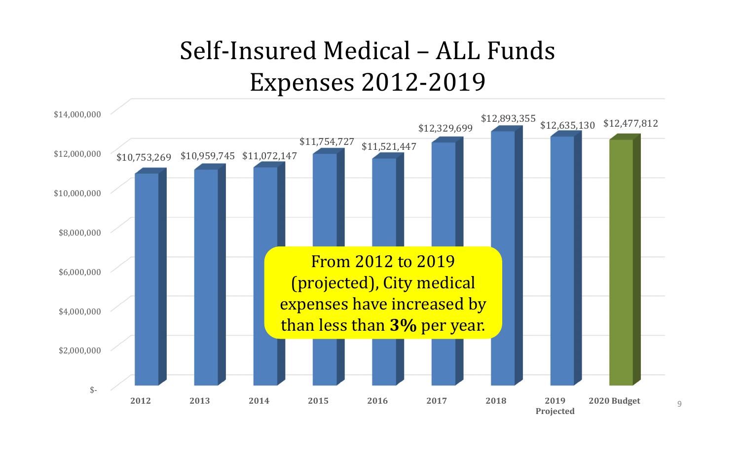# Self-Insured Medical – ALL Funds Expenses 2012-2019

| Year | Expenses |
|---|---|
| 2012 | $10,753,269 |
| 2013 | $10,959,745 |
| 2014 | $11,072,147 |
| 2015 | $11,754,727 |
| 2016 | $11,521,447 |
| 2017 | $12,329,699 |
| 2018 | $12,893,355 |
| 2019 Projected | $12,635,130 |
| 2020 Budget | $12,477,812 |

From 2012 to 2019 (projected), City medical expenses have increased by than less than **3%** per year.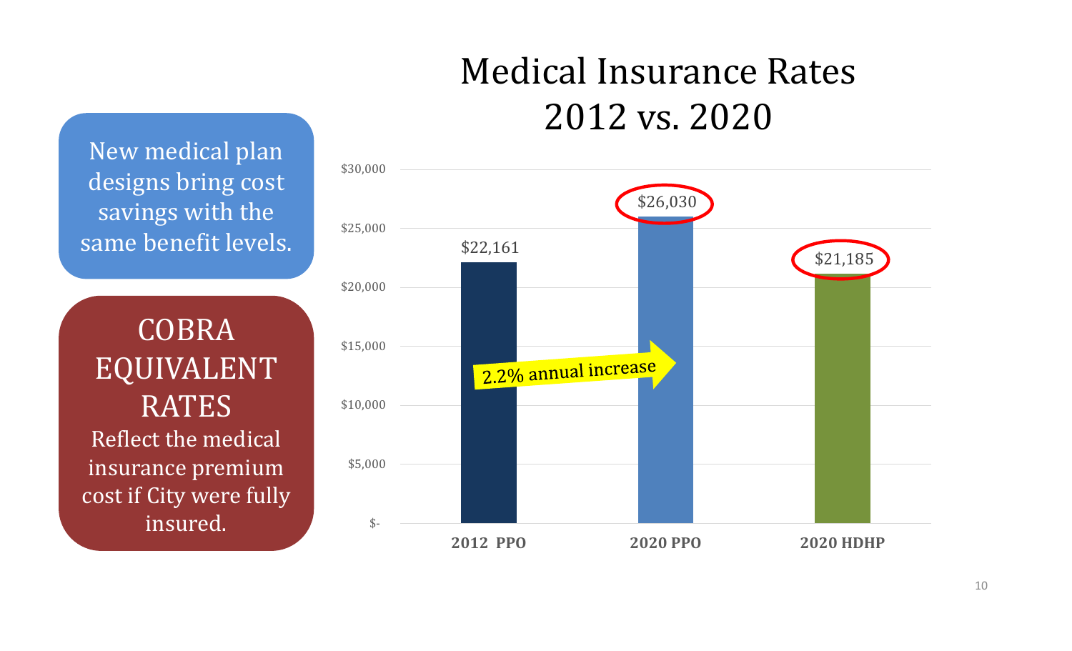# Medical Insurance Rates 2012 vs. 2020

New medical plan designs bring cost savings with the same benefit levels.

**COBRA EQUIVALENT RATES**

Reflect the medical insurance premium cost if City were fully insured.

| Plan | Rate |
| --- | --- |
| 2012 PPO | $22,161 |
| 2020 PPO | $26,030 |
| 2020 HDHP | $21,185 |

2.2% annual increase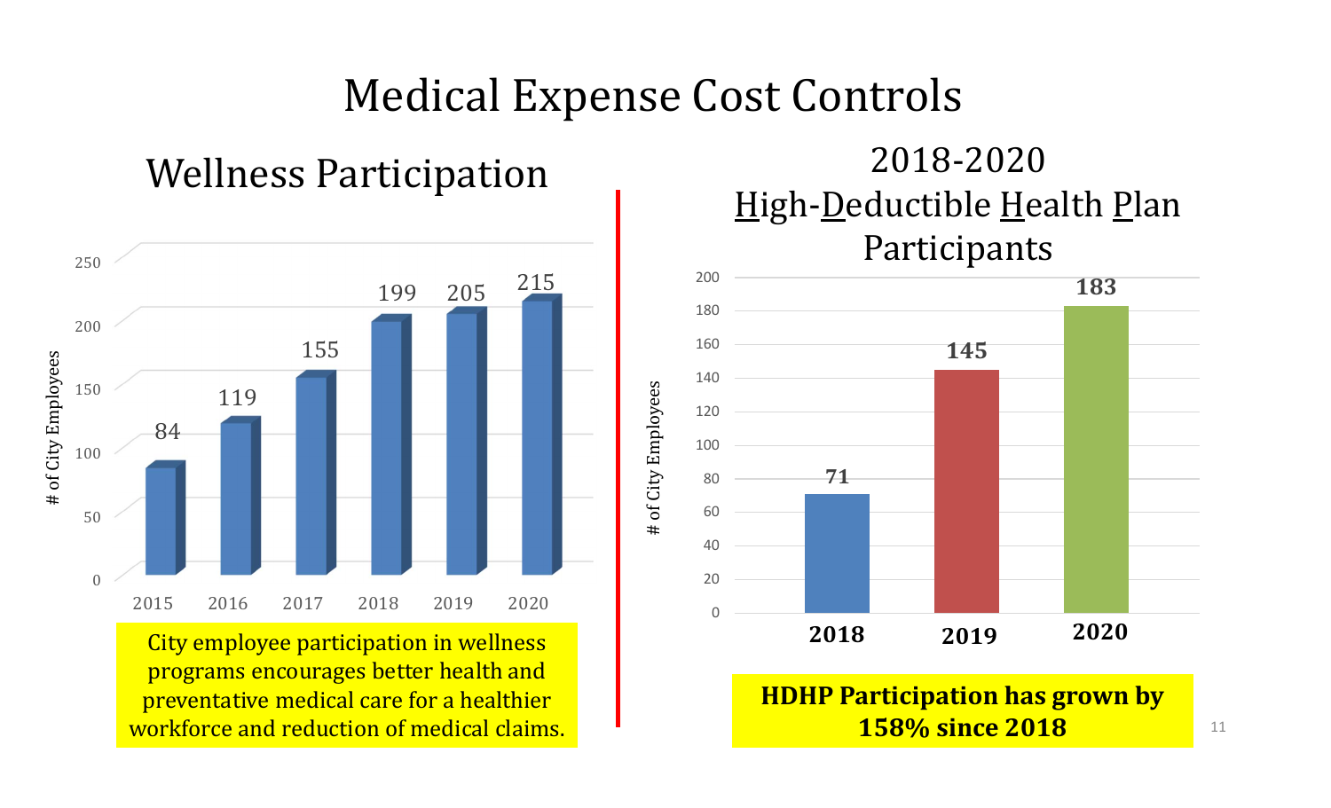# Medical Expense Cost Controls

## Wellness Participation

| Year | # of City Employees |
|---|---|
| 2015 | 84 |
| 2016 | 119 |
| 2017 | 155 |
| 2018 | 199 |
| 2019 | 205 |
| 2020 | 215 |

City employee participation in wellness programs encourages better health and preventative medical care for a healthier workforce and reduction of medical claims.

## 2018-2020 High-Deductible Health Plan Participants

| Year | # of City Employees |
|---|---|
| 2018 | 71 |
| 2019 | 145 |
| 2020 | 183 |

**HDHP Participation has grown by 158% since 2018**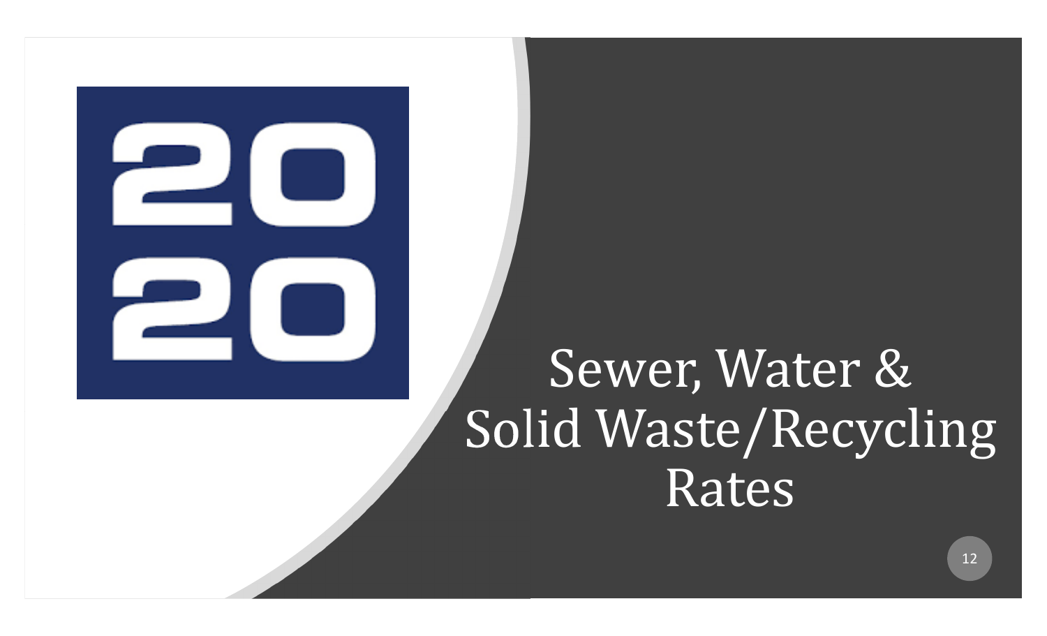2020

# Sewer, Water & Solid Waste/Recycling Rates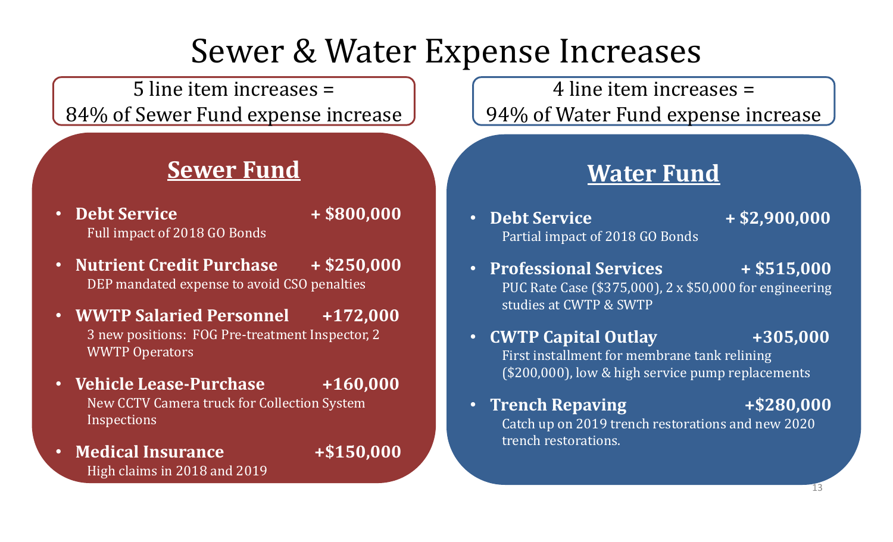# Sewer & Water Expense Increases

5 line item increases = 84% of Sewer Fund expense increase

## Sewer Fund

- **Debt Service + $800,000**
  Full impact of 2018 GO Bonds
- **Nutrient Credit Purchase + $250,000**
  DEP mandated expense to avoid CSO penalties
- **WWTP Salaried Personnel +172,000**
  3 new positions: FOG Pre-treatment Inspector, 2 WWTP Operators
- **Vehicle Lease-Purchase +160,000**
  New CCTV Camera truck for Collection System Inspections
- **Medical Insurance +$150,000**
  High claims in 2018 and 2019

4 line item increases = 94% of Water Fund expense increase

## Water Fund

- **Debt Service + $2,900,000**
  Partial impact of 2018 GO Bonds
- **Professional Services + $515,000**
  PUC Rate Case ($375,000), 2 x $50,000 for engineering studies at CWTP & SWTP
- **CWTP Capital Outlay +305,000**
  First installment for membrane tank relining ($200,000), low & high service pump replacements
- **Trench Repaving +$280,000**
  Catch up on 2019 trench restorations and new 2020 trench restorations.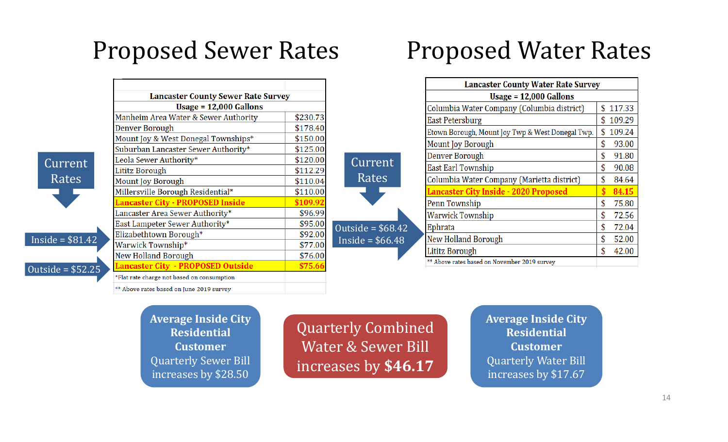# Proposed Sewer Rates

| Lancaster County Sewer Rate Survey | |
|---|---|
| **Usage = 12,000 Gallons** | |
| Manheim Area Water & Sewer Authority | $230.73 |
| Denver Borough | $178.40 |
| Mount Joy & West Donegal Townships* | $150.00 |
| Suburban Lancaster Sewer Authority* | $125.00 |
| Leola Sewer Authority* | $120.00 |
| Lititz Borough | $112.29 |
| Mount Joy Borough | $110.04 |
| Millersville Borough Residential* | $110.00 |
| **Lancaster City - PROPOSED Inside** | **$109.92** |
| Lancaster Area Sewer Authority* | $96.99 |
| East Lampeter Sewer Authority* | $95.00 |
| Elizabethtown Borough* | $92.00 |
| Warwick Township* | $77.00 |
| New Holland Borough | $76.00 |
| **Lancaster City - PROPOSED Outside** | **$75.66** |
| *Flat rate charge not based on consumption | |
| ** Above rates based on June 2019 survey | |

Current Rates

Inside = $81.42

Outside = $52.25

# Proposed Water Rates

| Lancaster County Water Rate Survey | |
|---|---|
| **Usage = 12,000 Gallons** | |
| Columbia Water Company (Columbia district) | $ 117.33 |
| East Petersburg | $ 109.29 |
| Etown Borough, Mount Joy Twp & West Donegal Twp. | $ 109.24 |
| Mount Joy Borough | $ 93.00 |
| Denver Borough | $ 91.80 |
| East Earl Township | $ 90.08 |
| Columbia Water Company (Marietta district) | $ 84.64 |
| **Lancaster City Inside - 2020 Proposed** | **$ 84.15** |
| Penn Township | $ 75.80 |
| Warwick Township | $ 72.56 |
| Ephrata | $ 72.04 |
| New Holland Borough | $ 52.00 |
| Lititz Borough | $ 42.00 |
| ** Above rates based on November 2019 survey | |

Current Rates

Outside = $68.42

Inside = $66.48

**Average Inside City Residential Customer**
Quarterly Sewer Bill increases by $28.50

Quarterly Combined Water & Sewer Bill increases by **$46.17**

**Average Inside City Residential Customer**
Quarterly Water Bill increases by $17.67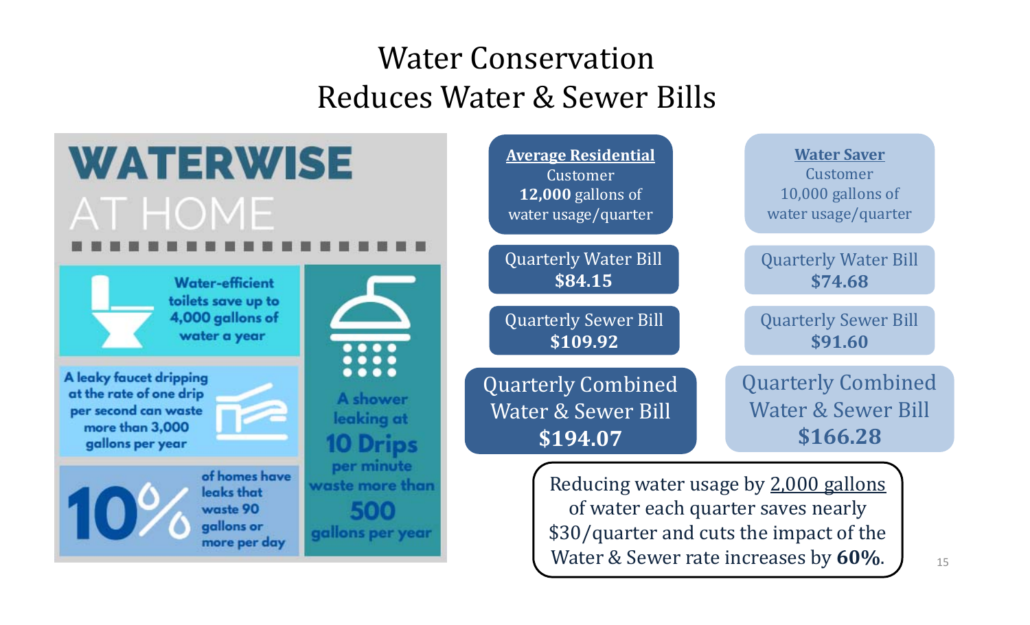# Water Conservation Reduces Water & Sewer Bills

## WATERWISE AT HOME

- Water-efficient toilets save up to 4,000 gallons of water a year
- A leaky faucet dripping at the rate of one drip per second can waste more than 3,000 gallons per year
- 10% of homes have leaks that waste 90 gallons or more per day
- A shower leaking at 10 Drips per minute waste more than 500 gallons per year

| **Average Residential** Customer **12,000** gallons of water usage/quarter | **Water Saver** Customer 10,000 gallons of water usage/quarter |
|---|---|
| Quarterly Water Bill **$84.15** | Quarterly Water Bill **$74.68** |
| Quarterly Sewer Bill **$109.92** | Quarterly Sewer Bill **$91.60** |
| Quarterly Combined Water & Sewer Bill **$194.07** | Quarterly Combined Water & Sewer Bill **$166.28** |

Reducing water usage by 2,000 gallons of water each quarter saves nearly $30/quarter and cuts the impact of the Water & Sewer rate increases by **60%**.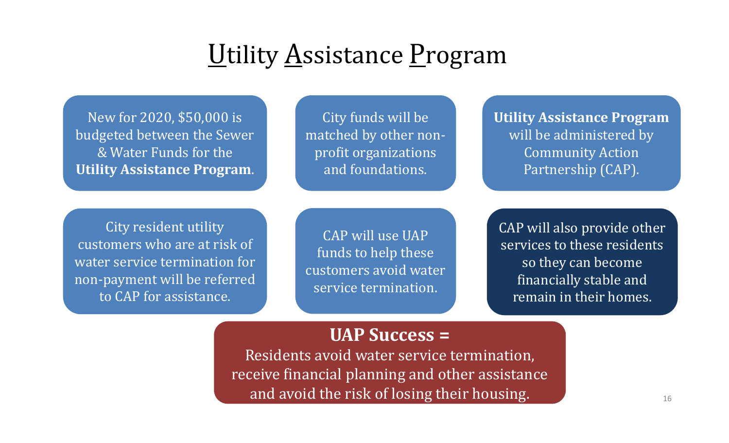# Utility Assistance Program

New for 2020, $50,000 is budgeted between the Sewer & Water Funds for the **Utility Assistance Program**.

City funds will be matched by other non-profit organizations and foundations.

**Utility Assistance Program** will be administered by Community Action Partnership (CAP).

City resident utility customers who are at risk of water service termination for non-payment will be referred to CAP for assistance.

CAP will use UAP funds to help these customers avoid water service termination.

CAP will also provide other services to these residents so they can become financially stable and remain in their homes.

**UAP Success =**

Residents avoid water service termination, receive financial planning and other assistance and avoid the risk of losing their housing.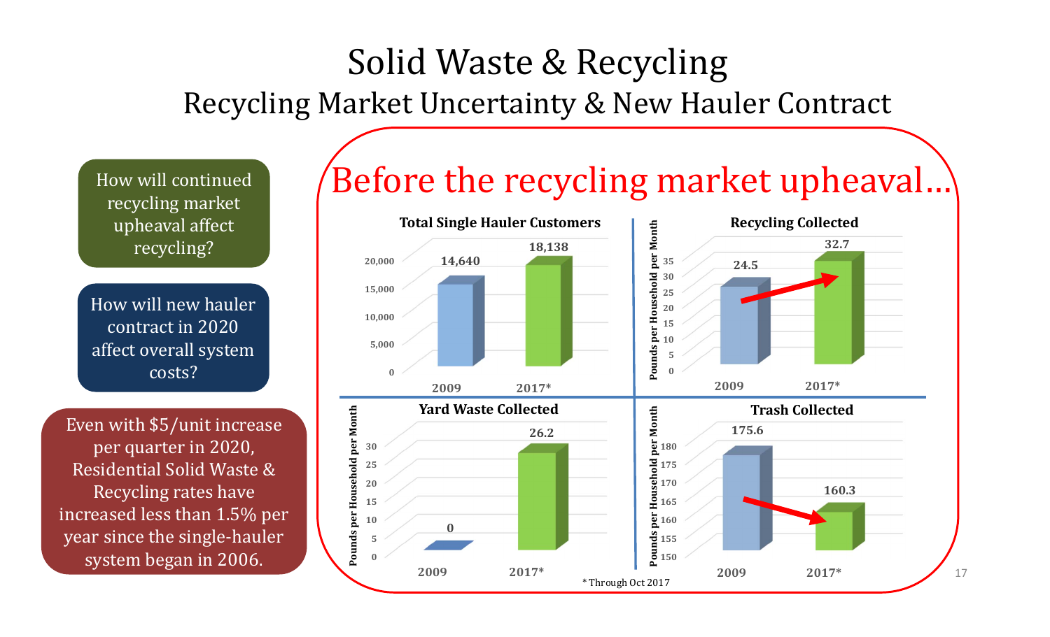# Solid Waste & Recycling

## Recycling Market Uncertainty & New Hauler Contract

How will continued recycling market upheaval affect recycling?

How will new hauler contract in 2020 affect overall system costs?

Even with $5/unit increase per quarter in 2020, Residential Solid Waste & Recycling rates have increased less than 1.5% per year since the single-hauler system began in 2006.

## Before the recycling market upheaval…

**Total Single Hauler Customers**

| Year | Customers |
|---|---|
| 2009 | 14,640 |
| 2017* | 18,138 |

**Recycling Collected** (Pounds per Household per Month)

| Year | Pounds |
|---|---|
| 2009 | 24.5 |
| 2017* | 32.7 |

**Yard Waste Collected** (Pounds per Household per Month)

| Year | Pounds |
|---|---|
| 2009 | 0 |
| 2017* | 26.2 |

**Trash Collected** (Pounds per Household per Month)

| Year | Pounds |
|---|---|
| 2009 | 175.6 |
| 2017* | 160.3 |

*Through Oct 2017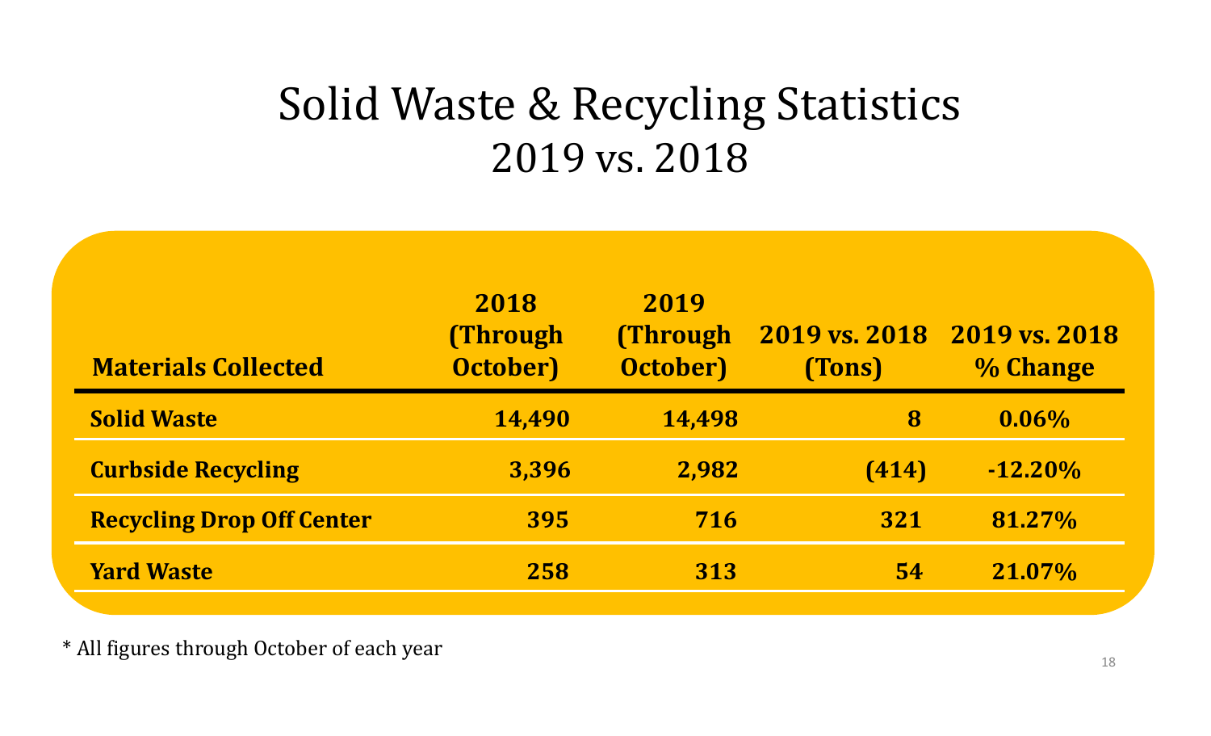# Solid Waste & Recycling Statistics
## 2019 vs. 2018

| Materials Collected | 2018 (Through October) | 2019 (Through October) | 2019 vs. 2018 (Tons) | 2019 vs. 2018 % Change |
|---|---|---|---|---|
| **Solid Waste** | **14,490** | **14,498** | **8** | **0.06%** |
| **Curbside Recycling** | **3,396** | **2,982** | **(414)** | **-12.20%** |
| **Recycling Drop Off Center** | **395** | **716** | **321** | **81.27%** |
| **Yard Waste** | **258** | **313** | **54** | **21.07%** |

* All figures through October of each year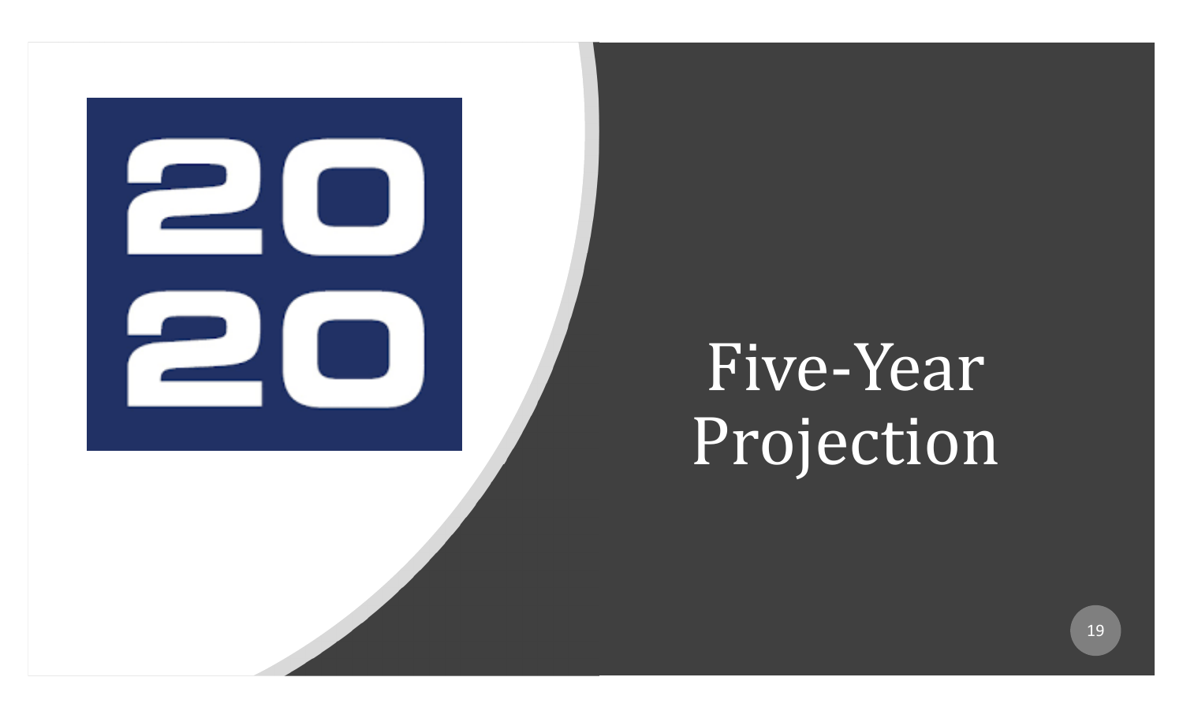2020

# Five-Year Projection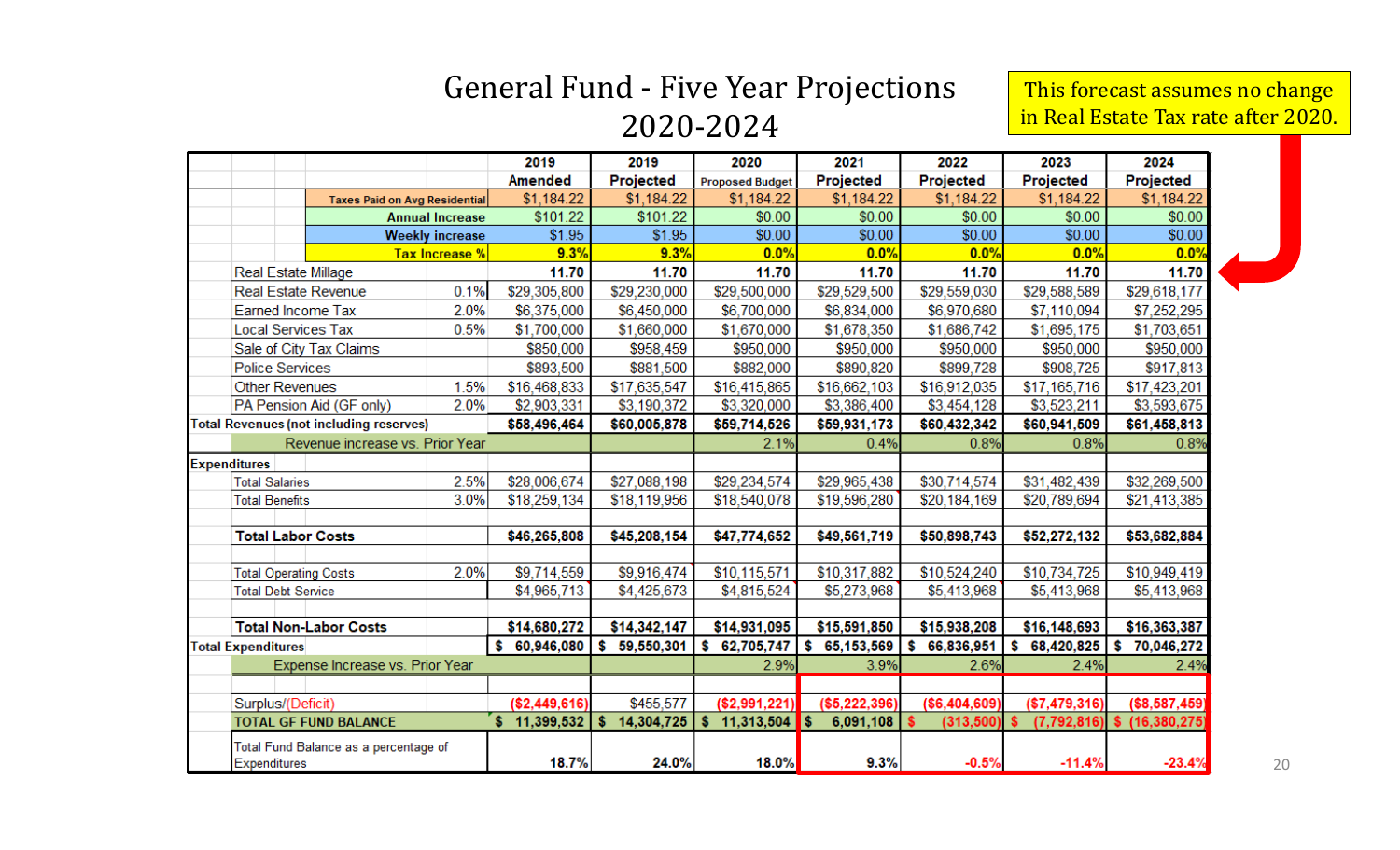# General Fund - Five Year Projections 2020-2024

This forecast assumes no change in Real Estate Tax rate after 2020.

| | | 2019 Amended | 2019 Projected | 2020 Proposed Budget | 2021 Projected | 2022 Projected | 2023 Projected | 2024 Projected |
|---|---|---|---|---|---|---|---|---|
| Taxes Paid on Avg Residential | | $1,184.22 | $1,184.22 | $1,184.22 | $1,184.22 | $1,184.22 | $1,184.22 | $1,184.22 |
| Annual Increase | | $101.22 | $101.22 | $0.00 | $0.00 | $0.00 | $0.00 | $0.00 |
| Weekly increase | | $1.95 | $1.95 | $0.00 | $0.00 | $0.00 | $0.00 | $0.00 |
| Tax Increase % | | 9.3% | 9.3% | 0.0% | 0.0% | 0.0% | 0.0% | 0.0% |
| Real Estate Millage | | 11.70 | 11.70 | 11.70 | 11.70 | 11.70 | 11.70 | 11.70 |
| Real Estate Revenue | 0.1% | $29,305,800 | $29,230,000 | $29,500,000 | $29,529,500 | $29,559,030 | $29,588,589 | $29,618,177 |
| Earned Income Tax | 2.0% | $6,375,000 | $6,450,000 | $6,700,000 | $6,834,000 | $6,970,680 | $7,110,094 | $7,252,295 |
| Local Services Tax | 0.5% | $1,700,000 | $1,660,000 | $1,670,000 | $1,678,350 | $1,686,742 | $1,695,175 | $1,703,651 |
| Sale of City Tax Claims | | $850,000 | $958,459 | $950,000 | $950,000 | $950,000 | $950,000 | $950,000 |
| Police Services | | $893,500 | $881,500 | $882,000 | $890,820 | $899,728 | $908,725 | $917,813 |
| Other Revenues | 1.5% | $16,468,833 | $17,635,547 | $16,415,865 | $16,662,103 | $16,912,035 | $17,165,716 | $17,423,201 |
| PA Pension Aid (GF only) | 2.0% | $2,903,331 | $3,190,372 | $3,320,000 | $3,386,400 | $3,454,128 | $3,523,211 | $3,593,675 |
| **Total Revenues (not including reserves)** | | **$58,496,464** | **$60,005,878** | **$59,714,526** | **$59,931,173** | **$60,432,342** | **$60,941,509** | **$61,458,813** |
| Revenue increase vs. Prior Year | | | | 2.1% | 0.4% | 0.8% | 0.8% | 0.8% |
| **Expenditures** | | | | | | | | |
| Total Salaries | 2.5% | $28,006,674 | $27,088,198 | $29,234,574 | $29,965,438 | $30,714,574 | $31,482,439 | $32,269,500 |
| Total Benefits | 3.0% | $18,259,134 | $18,119,956 | $18,540,078 | $19,596,280 | $20,184,169 | $20,789,694 | $21,413,385 |
| **Total Labor Costs** | | **$46,265,808** | **$45,208,154** | **$47,774,652** | **$49,561,719** | **$50,898,743** | **$52,272,132** | **$53,682,884** |
| Total Operating Costs | 2.0% | $9,714,559 | $9,916,474 | $10,115,571 | $10,317,882 | $10,524,240 | $10,734,725 | $10,949,419 |
| Total Debt Service | | $4,965,713 | $4,425,673 | $4,815,524 | $5,273,968 | $5,413,968 | $5,413,968 | $5,413,968 |
| **Total Non-Labor Costs** | | **$14,680,272** | **$14,342,147** | **$14,931,095** | **$15,591,850** | **$15,938,208** | **$16,148,693** | **$16,363,387** |
| **Total Expenditures** | | **$ 60,946,080** | **$ 59,550,301** | **$ 62,705,747** | **$ 65,153,569** | **$ 66,836,951** | **$ 68,420,825** | **$ 70,046,272** |
| Expense Increase vs. Prior Year | | | | 2.9% | 3.9% | 2.6% | 2.4% | 2.4% |
| Surplus/(Deficit) | | ($2,449,616) | $455,577 | ($2,991,221) | ($5,222,396) | ($6,404,609) | ($7,479,316) | ($8,587,459) |
| **TOTAL GF FUND BALANCE** | | **$ 11,399,532** | **$ 14,304,725** | **$ 11,313,504** | **$ 6,091,108** | **$ (313,500)** | **$ (7,792,816)** | **$ (16,380,275)** |
| Total Fund Balance as a percentage of Expenditures | | 18.7% | 24.0% | 18.0% | 9.3% | -0.5% | -11.4% | -23.4% |